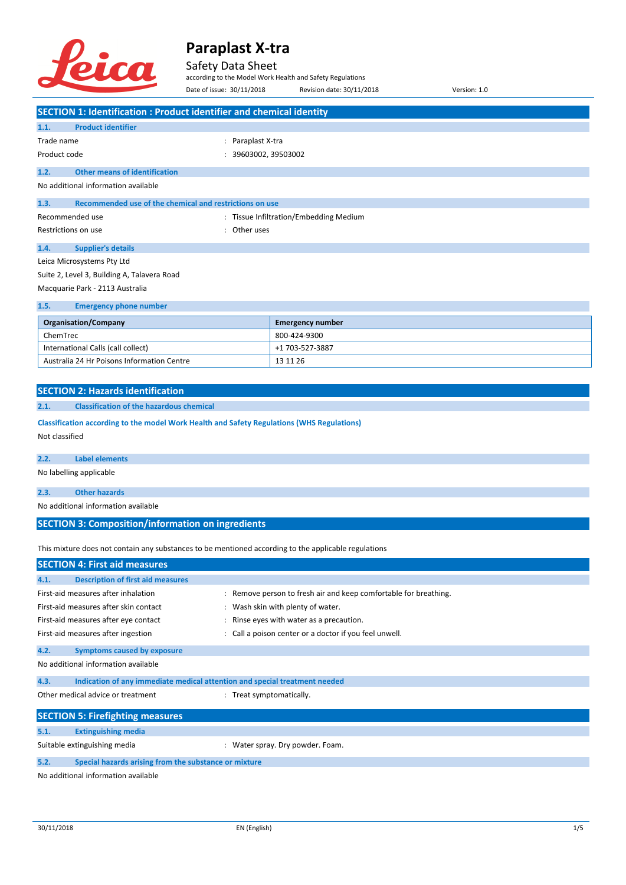# Paraplast X-tra

Safety Data Sheet

according to the Model Work Health and Safety Regulations

Date of issue: 30/11/2018 Revision date: 30/11/2018 Version: 1.0

## SECTION 1: Identification : Product identifier and chemical identity

### 1.1. Product identifier

Trade name : Paraplast X-tra

Product code : 39603002, 39503002

### 1.2. Other means of identification

No additional information available

### 1.3. Recommended use of the chemical and restrictions on use

Recommended use : Tissue Infiltration/Embedding Medium

Restrictions on use : Other uses

### 1.4. Supplier's details

Leica Microsystems Pty Ltd

Suite 2, Level 3, Building A, Talavera Road

Macquarie Park - 2113 Australia

### 1.5. Emergency phone number

| Organisation/Company | Emergency number |
|---|---|
| ChemTrec | 800-424-9300 |
| International Calls (call collect) | +1 703-527-3887 |
| Australia 24 Hr Poisons Information Centre | 13 11 26 |

## SECTION 2: Hazards identification

### 2.1. Classification of the hazardous chemical

**Classification according to the model Work Health and Safety Regulations (WHS Regulations)**

Not classified

### 2.2. Label elements

No labelling applicable

### 2.3. Other hazards

No additional information available

## SECTION 3: Composition/information on ingredients

This mixture does not contain any substances to be mentioned according to the applicable regulations

## SECTION 4: First aid measures

### 4.1. Description of first aid measures

First-aid measures after inhalation : Remove person to fresh air and keep comfortable for breathing.

First-aid measures after skin contact : Wash skin with plenty of water.

First-aid measures after eye contact : Rinse eyes with water as a precaution.

First-aid measures after ingestion : Call a poison center or a doctor if you feel unwell.

### 4.2. Symptoms caused by exposure

No additional information available

### 4.3. Indication of any immediate medical attention and special treatment needed

Other medical advice or treatment : Treat symptomatically.

## SECTION 5: Firefighting measures

### 5.1. Extinguishing media

Suitable extinguishing media : Water spray. Dry powder. Foam.

### 5.2. Special hazards arising from the substance or mixture

No additional information available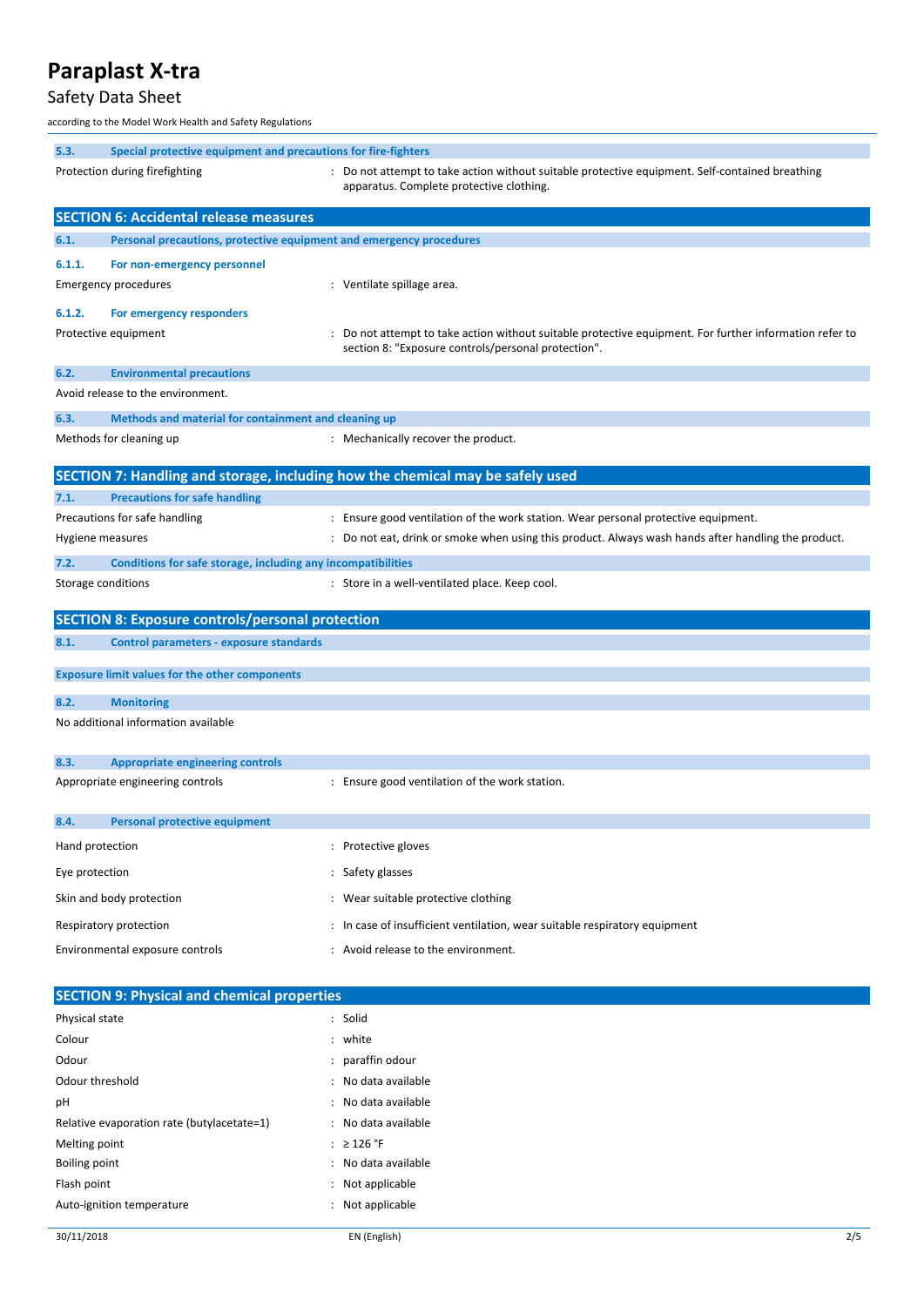### 5.3. Special protective equipment and precautions for fire-fighters

Protection during firefighting : Do not attempt to take action without suitable protective equipment. Self-contained breathing apparatus. Complete protective clothing.

## SECTION 6: Accidental release measures

### 6.1. Personal precautions, protective equipment and emergency procedures

#### 6.1.1. For non-emergency personnel

Emergency procedures : Ventilate spillage area.

#### 6.1.2. For emergency responders

Protective equipment : Do not attempt to take action without suitable protective equipment. For further information refer to section 8: "Exposure controls/personal protection".

### 6.2. Environmental precautions

Avoid release to the environment.

### 6.3. Methods and material for containment and cleaning up

Methods for cleaning up : Mechanically recover the product.

## SECTION 7: Handling and storage, including how the chemical may be safely used

### 7.1. Precautions for safe handling

Precautions for safe handling : Ensure good ventilation of the work station. Wear personal protective equipment.

Hygiene measures : Do not eat, drink or smoke when using this product. Always wash hands after handling the product.

### 7.2. Conditions for safe storage, including any incompatibilities

Storage conditions : Store in a well-ventilated place. Keep cool.

## SECTION 8: Exposure controls/personal protection

### 8.1. Control parameters - exposure standards

**Exposure limit values for the other components**

### 8.2. Monitoring

No additional information available

### 8.3. Appropriate engineering controls

Appropriate engineering controls : Ensure good ventilation of the work station.

### 8.4. Personal protective equipment

Hand protection : Protective gloves

Eye protection : Safety glasses

Skin and body protection : Wear suitable protective clothing

Respiratory protection : In case of insufficient ventilation, wear suitable respiratory equipment

Environmental exposure controls : Avoid release to the environment.

## SECTION 9: Physical and chemical properties

Physical state : Solid

Colour : white

Odour : paraffin odour

Odour threshold : No data available

pH : No data available

Relative evaporation rate (butylacetate=1) : No data available

Melting point : ≥ 126 °F

Boiling point : No data available

Flash point : Not applicable

Auto-ignition temperature : Not applicable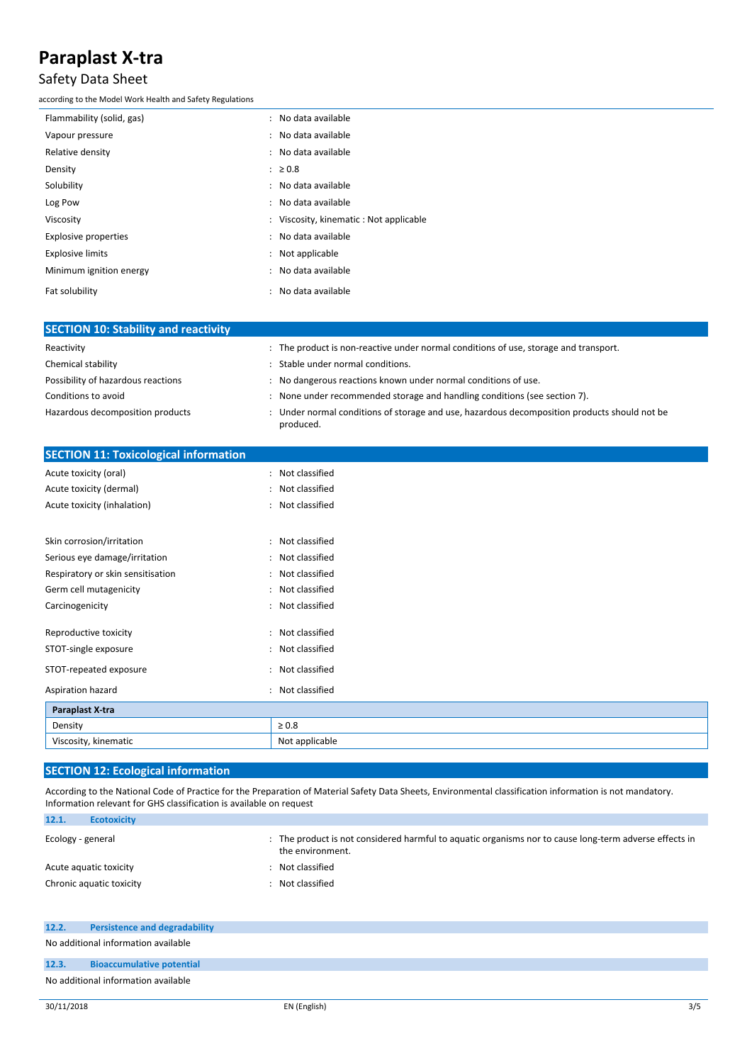| | |
|---|---|
| Flammability (solid, gas) | : No data available |
| Vapour pressure | : No data available |
| Relative density | : No data available |
| Density | : ≥ 0.8 |
| Solubility | : No data available |
| Log Pow | : No data available |
| Viscosity | : Viscosity, kinematic : Not applicable |
| Explosive properties | : No data available |
| Explosive limits | : Not applicable |
| Minimum ignition energy | : No data available |
| Fat solubility | : No data available |

## SECTION 10: Stability and reactivity

| | |
|---|---|
| Reactivity | : The product is non-reactive under normal conditions of use, storage and transport. |
| Chemical stability | : Stable under normal conditions. |
| Possibility of hazardous reactions | : No dangerous reactions known under normal conditions of use. |
| Conditions to avoid | : None under recommended storage and handling conditions (see section 7). |
| Hazardous decomposition products | : Under normal conditions of storage and use, hazardous decomposition products should not be produced. |

## SECTION 11: Toxicological information

| | |
|---|---|
| Acute toxicity (oral) | : Not classified |
| Acute toxicity (dermal) | : Not classified |
| Acute toxicity (inhalation) | : Not classified |
| Skin corrosion/irritation | : Not classified |
| Serious eye damage/irritation | : Not classified |
| Respiratory or skin sensitisation | : Not classified |
| Germ cell mutagenicity | : Not classified |
| Carcinogenicity | : Not classified |
| Reproductive toxicity | : Not classified |
| STOT-single exposure | : Not classified |
| STOT-repeated exposure | : Not classified |
| Aspiration hazard | : Not classified |

| **Paraplast X-tra** | |
|---|---|
| Density | ≥ 0.8 |
| Viscosity, kinematic | Not applicable |

## SECTION 12: Ecological information

According to the National Code of Practice for the Preparation of Material Safety Data Sheets, Environmental classification information is not mandatory. Information relevant for GHS classification is available on request

### 12.1. Ecotoxicity

| | |
|---|---|
| Ecology - general | : The product is not considered harmful to aquatic organisms nor to cause long-term adverse effects in the environment. |
| Acute aquatic toxicity | : Not classified |
| Chronic aquatic toxicity | : Not classified |

### 12.2. Persistence and degradability

No additional information available

### 12.3. Bioaccumulative potential

No additional information available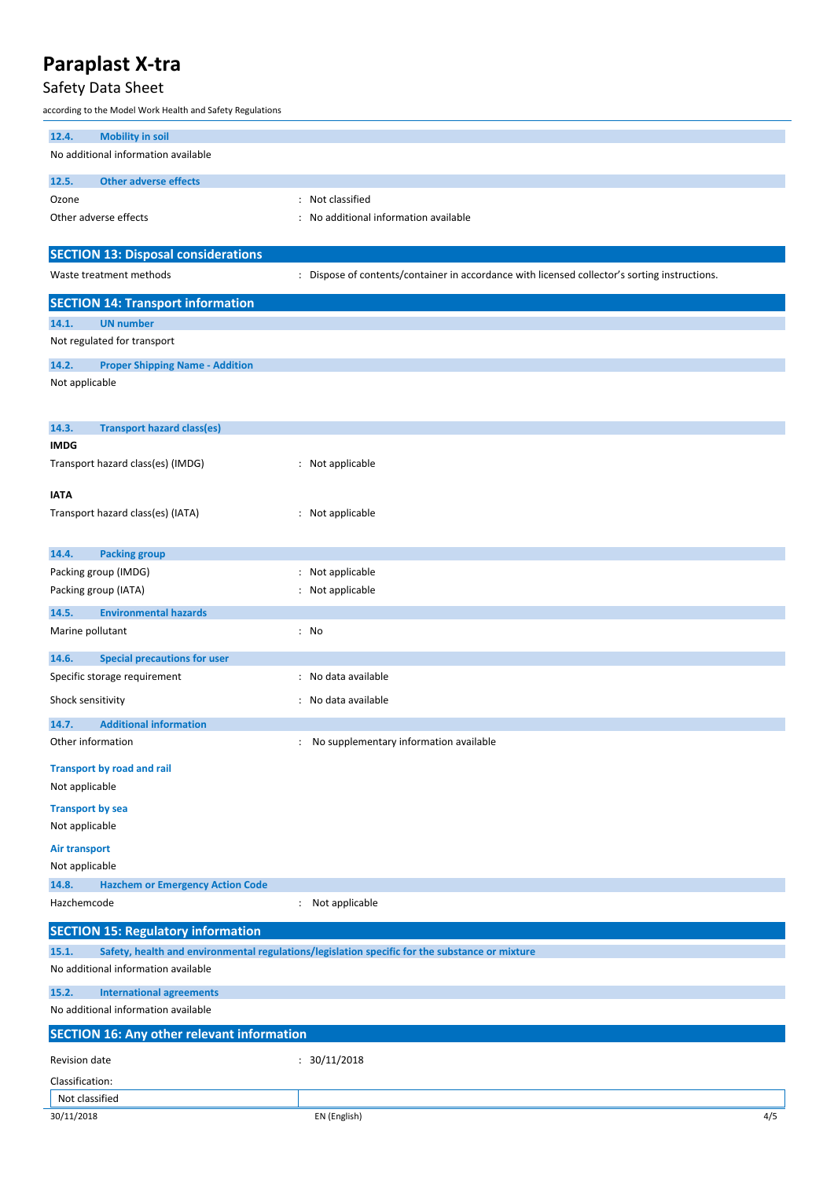### 12.4. Mobility in soil

No additional information available

### 12.5. Other adverse effects

Ozone : Not classified

Other adverse effects : No additional information available

## SECTION 13: Disposal considerations

Waste treatment methods : Dispose of contents/container in accordance with licensed collector's sorting instructions.

## SECTION 14: Transport information

### 14.1. UN number

Not regulated for transport

### 14.2. Proper Shipping Name - Addition

Not applicable

### 14.3. Transport hazard class(es)

**IMDG**

Transport hazard class(es) (IMDG) : Not applicable

**IATA**

Transport hazard class(es) (IATA) : Not applicable

### 14.4. Packing group

Packing group (IMDG) : Not applicable

Packing group (IATA) : Not applicable

### 14.5. Environmental hazards

Marine pollutant : No

### 14.6. Special precautions for user

Specific storage requirement : No data available

Shock sensitivity : No data available

### 14.7. Additional information

Other information : No supplementary information available

**Transport by road and rail**

Not applicable

**Transport by sea**

Not applicable

**Air transport**

Not applicable

### 14.8. Hazchem or Emergency Action Code

Hazchemcode : Not applicable

## SECTION 15: Regulatory information

### 15.1. Safety, health and environmental regulations/legislation specific for the substance or mixture

No additional information available

### 15.2. International agreements

No additional information available

## SECTION 16: Any other relevant information

Revision date : 30/11/2018

Classification:

| | |
|---|---|
| Not classified | |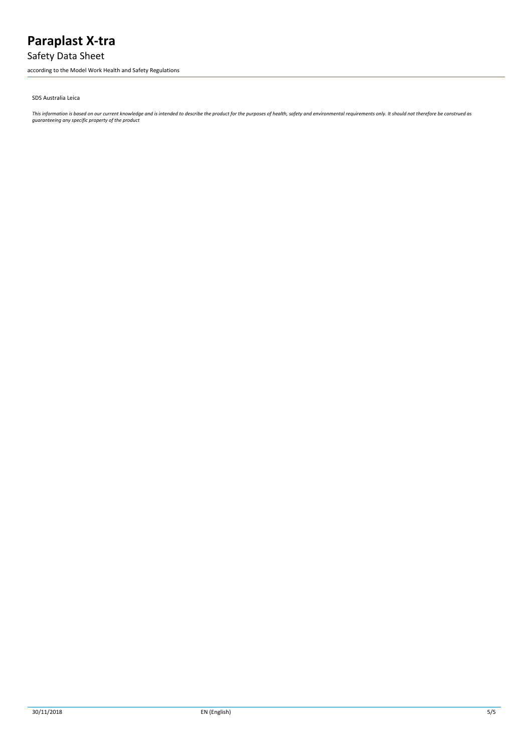SDS Australia Leica

*This information is based on our current knowledge and is intended to describe the product for the purposes of health, safety and environmental requirements only. It should not therefore be construed as guaranteeing any specific property of the product*